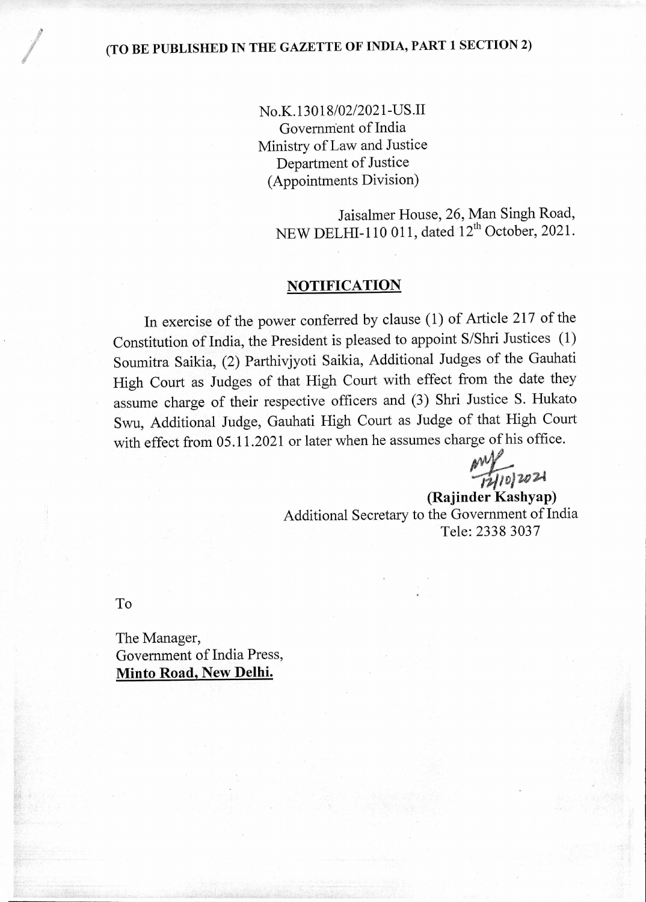**(TO BE PUBLISHED IN THE GAZETTE OF INDIA, PART 1 SECTION 2)**

No.K.13018/02/2021-US.II
Government of India
Ministry of Law and Justice
Department of Justice
(Appointments Division)

Jaisalmer House, 26, Man Singh Road,
NEW DELHI-110 011, dated 12th October, 2021.

## NOTIFICATION

In exercise of the power conferred by clause (1) of Article 217 of the Constitution of India, the President is pleased to appoint S/Shri Justices (1) Soumitra Saikia, (2) Parthivjyoti Saikia, Additional Judges of the Gauhati High Court as Judges of that High Court with effect from the date they assume charge of their respective officers and (3) Shri Justice S. Hukato Swu, Additional Judge, Gauhati High Court as Judge of that High Court with effect from 05.11.2021 or later when he assumes charge of his office.

12/10/2021

**(Rajinder Kashyap)**
Additional Secretary to the Government of India
Tele: 2338 3037

To

The Manager,
Government of India Press,
**Minto Road, New Delhi.**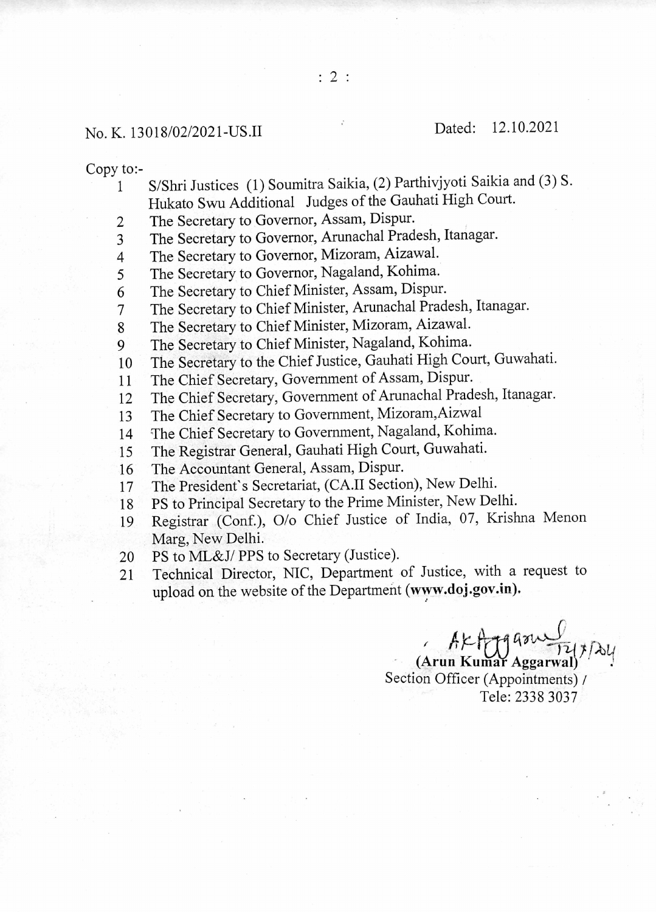No. K. 13018/02/2021-US.II

Dated: 12.10.2021

Copy to:-

1. S/Shri Justices (1) Soumitra Saikia, (2) Parthivjyoti Saikia and (3) S. Hukato Swu Additional Judges of the Gauhati High Court.
2. The Secretary to Governor, Assam, Dispur.
3. The Secretary to Governor, Arunachal Pradesh, Itanagar.
4. The Secretary to Governor, Mizoram, Aizawal.
5. The Secretary to Governor, Nagaland, Kohima.
6. The Secretary to Chief Minister, Assam, Dispur.
7. The Secretary to Chief Minister, Arunachal Pradesh, Itanagar.
8. The Secretary to Chief Minister, Mizoram, Aizawal.
9. The Secretary to Chief Minister, Nagaland, Kohima.
10. The Secretary to the Chief Justice, Gauhati High Court, Guwahati.
11. The Chief Secretary, Government of Assam, Dispur.
12. The Chief Secretary, Government of Arunachal Pradesh, Itanagar.
13. The Chief Secretary to Government, Mizoram,Aizwal
14. The Chief Secretary to Government, Nagaland, Kohima.
15. The Registrar General, Gauhati High Court, Guwahati.
16. The Accountant General, Assam, Dispur.
17. The President`s Secretariat, (CA.II Section), New Delhi.
18. PS to Principal Secretary to the Prime Minister, New Delhi.
19. Registrar (Conf.), O/o Chief Justice of India, 07, Krishna Menon Marg, New Delhi.
20. PS to ML&J/ PPS to Secretary (Justice).
21. Technical Director, NIC, Department of Justice, with a request to upload on the website of the Department (**www.doj.gov.in**).

AK Aggarwal 12/10/21

**(Arun Kumar Aggarwal)**
Section Officer (Appointments) /
Tele: 2338 3037